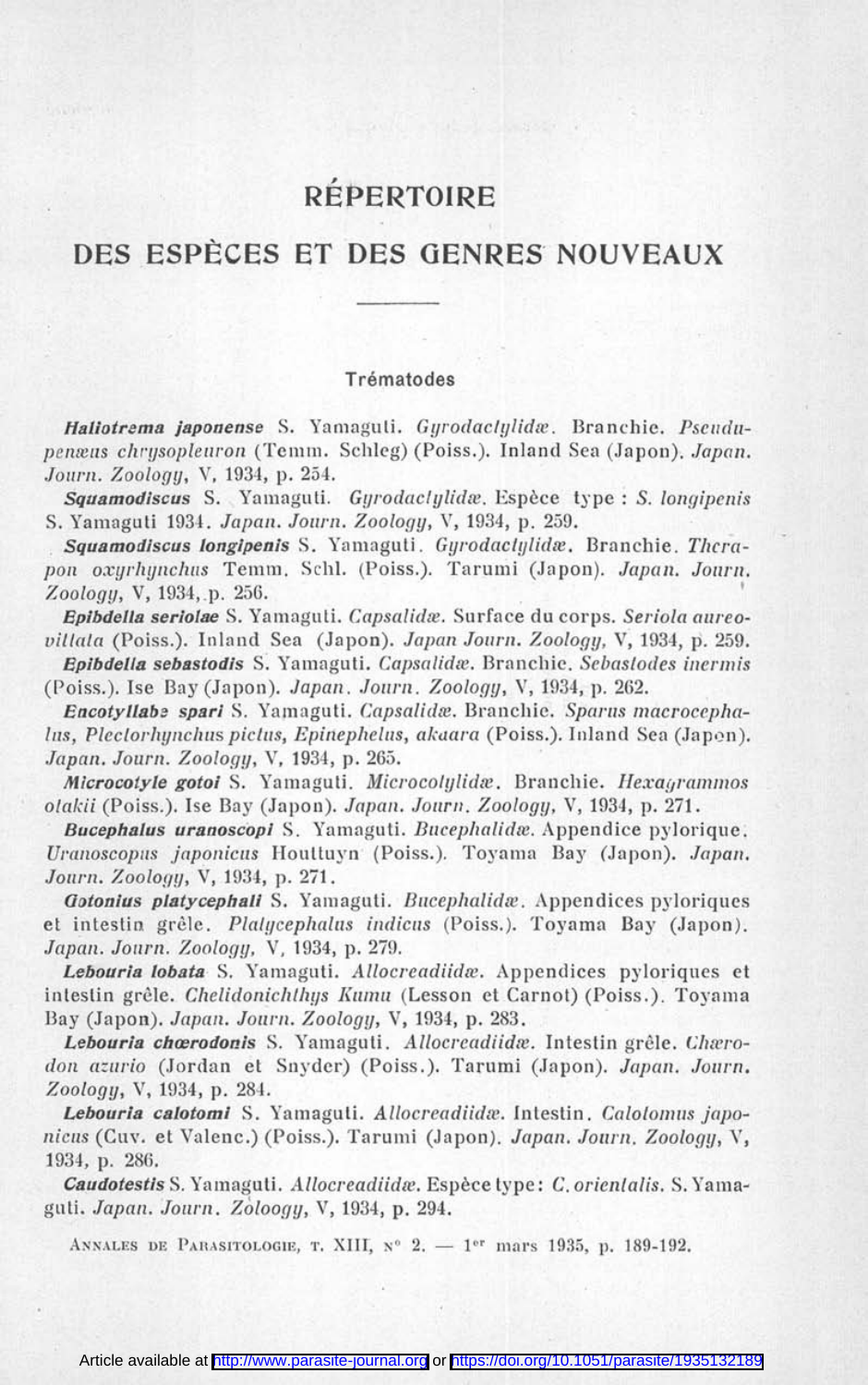# RÉPERTOIRE

# DES ESPÈCES ET DES GENRES NOUVEAUX

---

### Trématodes

***Haliotrema japonense*** S. Yamaguti. *Gyrodactylidæ*. Branchie. *Pseudupenæus chrysopleuron* (Temm. Schleg) (Poiss.). Inland Sea (Japon). *Japan. Journ. Zoology*, V, 1934, p. 254.

***Squamodiscus*** S. Yamaguti. *Gyrodactylidæ*. Espèce type : *S. longipenis* S. Yamaguti 1934. *Japan. Journ. Zoology*, V, 1934, p. 259.

***Squamodiscus longipenis*** S. Yamaguti. *Gyrodactylidæ*. Branchie. *Therapon oxyrhynchus* Temm. Schl. (Poiss.). Tarumi (Japon). *Japan. Journ. Zoology*, V, 1934, p. 256.

***Epibdella seriolae*** S. Yamaguti. *Capsalidæ*. Surface du corps. *Seriola aureovittata* (Poiss.). Inland Sea (Japon). *Japan Journ. Zoology*, V, 1934, p. 259.

***Epibdella sebastodis*** S. Yamaguti. *Capsalidæ*. Branchie. *Sebastodes inermis* (Poiss.). Ise Bay (Japon). *Japan. Journ. Zoology*, V, 1934, p. 262.

***Encotyllabe spari*** S. Yamaguti. *Capsalidæ*. Branchie. *Sparus macrocephalus*, *Plectorhynchus pictus*, *Epinephelus*, *akaara* (Poiss.). Inland Sea (Japon). *Japan. Journ. Zoology*, V, 1934, p. 265.

***Microcotyle gotoi*** S. Yamaguti. *Microcotylidæ*. Branchie. *Hexagrammos otakii* (Poiss.). Ise Bay (Japon). *Japan. Journ. Zoology*, V, 1934, p. 271.

***Bucephalus uranoscopi*** S. Yamaguti. *Bucephalidæ*. Appendice pylorique. *Uranoscopus japonicus* Houttuyn (Poiss.). Toyama Bay (Japon). *Japan. Journ. Zoology*, V, 1934, p. 271.

***Gotonius platycephali*** S. Yamaguti. *Bucephalidæ*. Appendices pyloriques et intestin grêle. *Platycephalus indicus* (Poiss.). Toyama Bay (Japon). *Japan. Journ. Zoology*, V, 1934, p. 279.

***Lebouria lobata*** S. Yamaguti. *Allocreadiidæ*. Appendices pyloriques et intestin grêle. *Chelidonichthys Kumu* (Lesson et Carnot) (Poiss.). Toyama Bay (Japon). *Japan. Journ. Zoology*, V, 1934, p. 283.

***Lebouria chœrodonis*** S. Yamaguti. *Allocreadiidæ*. Intestin grêle. *Chærodon azurio* (Jordan et Snyder) (Poiss.). Tarumi (Japon). *Japan. Journ. Zoology*, V, 1934, p. 284.

***Lebouria calotomi*** S. Yamaguti. *Allocreadiidæ*. Intestin. *Calotomus japonicus* (Cuv. et Valenc.) (Poiss.). Tarumi (Japon). *Japan. Journ. Zoology*, V, 1934, p. 286.

***Caudotestis*** S. Yamaguti. *Allocreadiidæ*. Espèce type : *C. orientalis*. S. Yamaguti. *Japan. Journ. Zoloogy*, V, 1934, p. 294.

Annales de Parasitologie, t. XIII, n° 2. — 1er mars 1935, p. 189-192.

Article available at http://www.parasite-journal.org or https://doi.org/10.1051/parasite/1935132189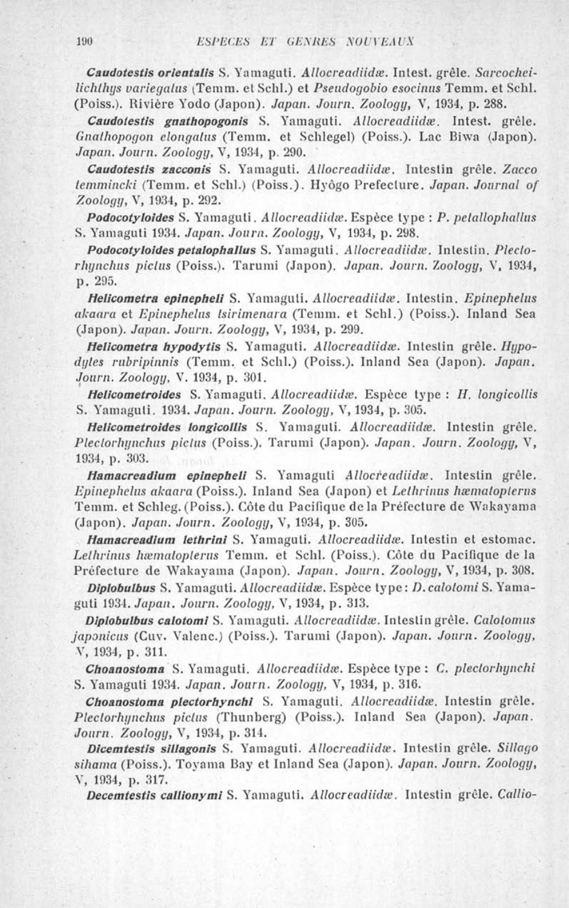**Caudotestis orientalis** S. Yamaguti. *Allocreadiidæ*. Intest. grêle. *Sarcocheilichthys variegatus* (Temm. et Schl.) et *Pseudogobio esocinus* Temm. et Schl. (Poiss.). Rivière Yodo (Japon). *Japan. Journ. Zoology*, V, 1934, p. 288.

**Caudotestis gnathopogonis** S. Yamaguti. *Allocreadiidæ*. Intest. grêle. *Gnathopogon elongatus* (Temm. et Schlegel) (Poiss.). Lac Biwa (Japon). *Japan. Journ. Zoology*, V, 1934, p. 290.

**Caudotestis zacconis** S. Yamaguti. *Allocreadiidæ*. Intestin grêle. *Zacco temmincki* (Temm. et Schl.) (Poiss.). Hyôgo Prefecture. *Japan. Journal of Zoology*, V, 1934, p. 292.

**Podocotyloides** S. Yamaguti. *Allocreadiidæ*. Espèce type : *P. petalophallus* S. Yamaguti 1934. *Japan. Journ. Zoology*, V, 1934, p. 298.

**Podocotyloides petalophallus** S. Yamaguti. *Allocreadiidæ*. Intestin. *Plectorhynchus pictus* (Poiss.). Tarumi (Japon). *Japan. Journ. Zoology*, V, 1934, p. 295.

**Helicometra epinepheli** S. Yamaguti. *Allocreadiidæ*. Intestin. *Epinephelus akaara* et *Epinephelus tsirimenara* (Temm. et Schl.) (Poiss.). Inland Sea (Japon). *Japan. Journ. Zoology*, V, 1934, p. 299.

**Helicometra hypodytis** S. Yamaguti. *Allocreadiidæ*. Intestin grêle. *Hypodytes rubripinnis* (Temm. et Schl.) (Poiss.). Inland Sea (Japon). *Japan. Journ. Zoology*, V. 1934, p. 301.

**Helicometroides** S. Yamaguti. *Allocreadiidæ*. Espèce type : *H. longicollis* S. Yamaguti. 1934. *Japan. Journ. Zoology*, V, 1934, p. 305.

**Helicometroides longicollis** S. Yamaguti. *Allocreadiidæ*. Intestin grêle. *Plectorhynchus pictus* (Poiss.). Tarumi (Japon). *Japan. Journ. Zoology*, V, 1934, p. 303.

**Hamacreadium epinepheli** S. Yamaguti *Allocreadiidæ*. Intestin grêle. *Epinephelus akaara* (Poiss.). Inland Sea (Japon) et *Lethrinus hæmatopterus* Temm. et Schleg. (Poiss.). Côte du Pacifique de la Préfecture de Wakayama (Japon). *Japan. Journ. Zoology*, V, 1934, p. 305.

**Hamacreadium lethrini** S. Yamaguti. *Allocreadiidæ*. Intestin et estomac. *Lethrinus hæmatopterus* Temm. et Schl. (Poiss.). Côte du Pacifique de la Préfecture de Wakayama (Japon). *Japan. Journ. Zoology*, V, 1934, p. 308.

**Diplobulbus** S. Yamaguti. *Allocreadiidæ*. Espèce type: *D. calotomi* S. Yamaguti 1934. *Japan. Journ. Zoology*, V, 1934, p. 313.

**Diplobulbus calotomi** S. Yamaguti. *Allocreadiidæ*. Intestin grêle. *Calotomus japonicus* (Cuv. Valenc.) (Poiss.). Tarumi (Japon). *Japan. Journ. Zoology*, V, 1934, p. 311.

**Choanostoma** S. Yamaguti. *Allocreadiidæ*. Espèce type : *C. plectorhynchi* S. Yamaguti 1934. *Japan. Journ. Zoology*, V, 1934, p. 316.

**Choanostoma plectorhynchi** S. Yamaguti. *Allocreadiidæ*. Intestin grêle. *Plectorhynchus pictus* (Thunberg) (Poiss.). Inland Sea (Japon). *Japan. Journ. Zoology*, V, 1934, p. 314.

**Dicemtestis sillagonis** S. Yamaguti. *Allocreadiidæ*. Intestin grêle. *Sillago sihama* (Poiss.). Toyama Bay et Inland Sea (Japon). *Japan. Journ. Zoology*, V, 1934, p. 317.

**Decemtestis callionymi** S. Yamaguti. *Allocreadiidæ*. Intestin grêle. *Callio-*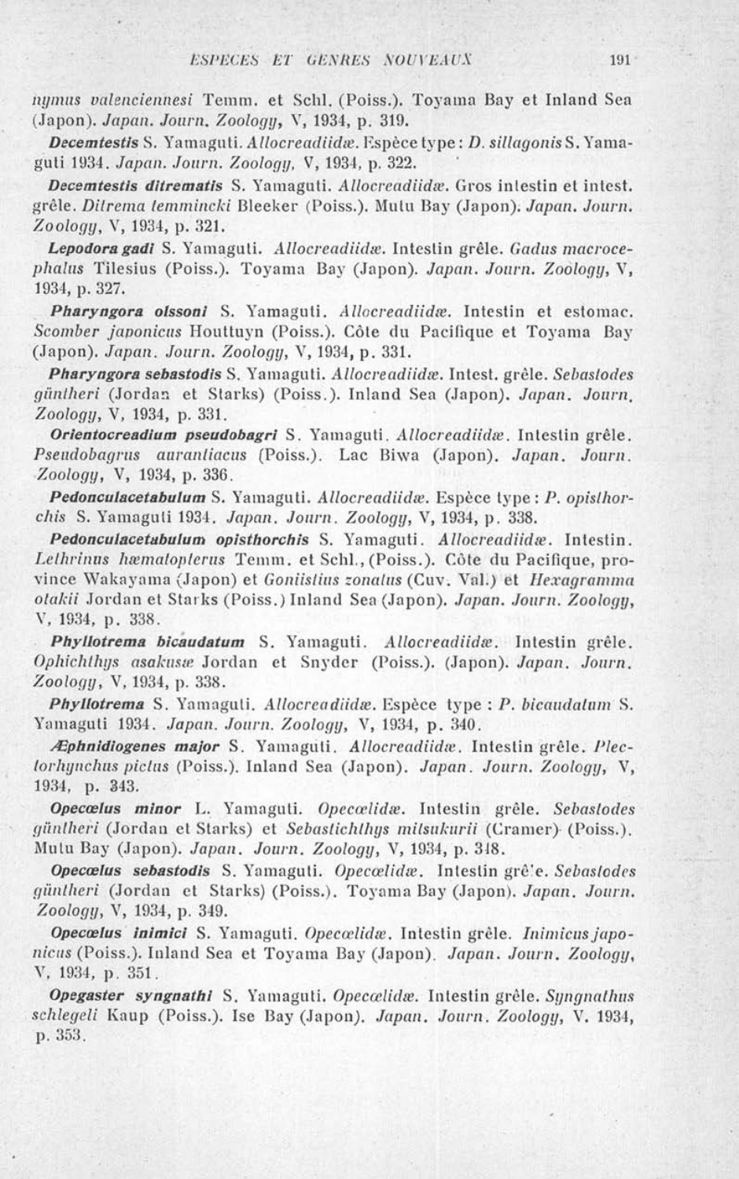*nymus valenciennesi* Temm. et Schl. (Poiss.). Toyama Bay et Inland Sea (Japon). *Japan. Journ. Zoology*, V, 1934, p. 319.

**Decemtestis** S. Yamaguti. *Allocreadiidæ*. Espèce type: *D. sillagonis* S. Yamaguti 1934. *Japan. Journ. Zoology*, V, 1934, p. 322.

**Decemtestis ditrematis** S. Yamaguti. *Allocreadiidæ*. Gros intestin et intest. grêle. *Ditrema temmincki* Bleeker (Poiss.). Mutu Bay (Japon). *Japan. Journ. Zoology*, V, 1934, p. 321.

**Lepodora gadi** S. Yamaguti. *Allocreadiidæ*. Intestin grêle. *Gadus macrocephalus* Tilesius (Poiss.). Toyama Bay (Japon). *Japan. Journ. Zoology*, V, 1934, p. 327.

**Pharyngora olssoni** S. Yamaguti. *Allocreadiidæ*. Intestin et estomac. *Scomber japonicus* Houttuyn (Poiss.). Côte du Pacifique et Toyama Bay (Japon). *Japan. Journ. Zoology*, V, 1934, p. 331.

**Pharyngora sebastodis** S. Yamaguti. *Allocreadiidæ*. Intest. grêle. *Sebastodes güntheri* (Jordan et Starks) (Poiss.). Inland Sea (Japon). *Japan. Journ. Zoology*, V, 1934, p. 331.

**Orientocreadium pseudobagri** S. Yamaguti. *Allocreadiidæ*. Intestin grêle. *Pseudobagrus aurantiacus* (Poiss.). Lac Biwa (Japon). *Japan. Journ. Zoology*, V, 1934, p. 336.

**Pedonculacetabulum** S. Yamaguti. *Allocreadiidæ*. Espèce type : *P. opisthorchis* S. Yamaguti 1934. *Japan. Journ. Zoology*, V, 1934, p. 338.

**Pedonculacetabulum opisthorchis** S. Yamaguti. *Allocreadiidæ*. Intestin. *Lethrinus hæmatopterus* Temm. et Schl., (Poiss.). Côte du Pacifique, province Wakayama (Japon) et *Goniistius zonatus* (Cuv. Val.) et *Hexagramma otakii* Jordan et Starks (Poiss.) Inland Sea (Japon). *Japan. Journ. Zoology*, V, 1934, p. 338.

**Phyllotrema bicaudatum** S. Yamaguti. *Allocreadiidæ*. Intestin grêle. *Ophichthys asakusæ* Jordan et Snyder (Poiss.). (Japon). *Japan. Journ. Zoology*, V, 1934, p. 338.

**Phyllotrema** S. Yamaguti. *Allocreadiidæ*. Espèce type : *P. bicaudatum* S. Yamaguti 1934. *Japan. Journ. Zoology*, V, 1934, p. 340.

**Æphnidiogenes major** S. Yamaguti. *Allocreadiidæ*. Intestin grêle. *Plectorhynchus pictus* (Poiss.). Inland Sea (Japon). *Japan. Journ. Zoology*, V, 1934, p. 343.

**Opecœlus minor** L. Yamaguti. *Opecœlidæ*. Intestin grêle. *Sebastodes güntheri* (Jordan et Starks) et *Sebastichthys mitsukurii* (Cramer) (Poiss.). Mutu Bay (Japon). *Japan. Journ. Zoology*, V, 1934, p. 348.

**Opecœlus sebastodis** S. Yamaguti. *Opecœlidæ*. Intestin grêle. *Sebastodes güntheri* (Jordan et Starks) (Poiss.). Toyama Bay (Japon). *Japan. Journ. Zoology*, V, 1934, p. 349.

**Opecœlus inimici** S. Yamaguti. *Opecœlidæ*. Intestin grêle. *Inimicus japonicus* (Poiss.). Inland Sea et Toyama Bay (Japon). *Japan. Journ. Zoology*, V, 1934, p. 351.

**Opegaster syngnathi** S. Yamaguti. *Opecœlidæ*. Intestin grêle. *Syngnathus schlegeli* Kaup (Poiss.). Ise Bay (Japon). *Japan. Journ. Zoology*, V. 1934, p. 353.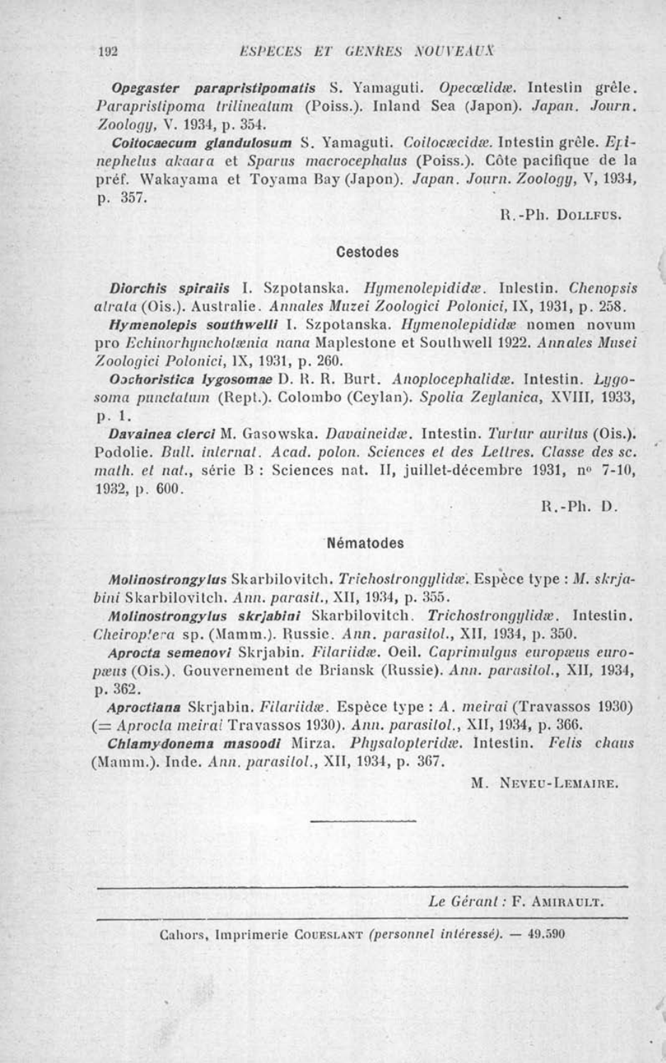***Opegaster parapristipomatis*** S. Yamaguti. *Opecœlidæ*. Intestin grêle. *Parapristipoma trilineatum* (Poiss.). Inland Sea (Japon). *Japan. Journ. Zoology*, V. 1934, p. 354.

***Coitocaecum glandulosum*** S. Yamaguti. *Coitocæcidæ*. Intestin grêle. *Epinephelus akaara* et *Sparus macrocephalus* (Poiss.). Côte pacifique de la préf. Wakayama et Toyama Bay (Japon). *Japan. Journ. Zoology*, V, 1934, p. 357.

R.-Ph. Dollfus.

## Cestodes

***Diorchis spiralis*** I. Szpotanska. *Hymenolepididæ*. Intestin. *Chenopsis atrata* (Ois.). Australie. *Annales Muzei Zoologici Polonici*, IX, 1931, p. 258.

***Hymenolepis southwelli*** I. Szpotanska. *Hymenolepididæ* nomen novum pro *Echinorhynchotænia nana* Maplestone et Southwell 1922. *Annales Musei Zoologici Polonici*, IX, 1931, p. 260.

***Oochoristica lygosomae*** D. R. R. Burt. *Anoplocephalidæ*. Intestin. *Lygosoma punctatum* (Rept.). Colombo (Ceylan). *Spolia Zeylanica*, XVIII, 1933, p. 1.

***Davainea clerci*** M. Gasowska. *Davaineidæ*. Intestin. *Turtur auritus* (Ois.). Podolie. *Bull. internat. Acad. polon. Sciences et des Lettres. Classe des sc. math. et nat.*, série B : Sciences nat. II, juillet-décembre 1931, nº 7-10, 1932, p. 600.

R.-Ph. D.

## Nématodes

***Molinostrongylus*** Skarbilovitch. *Trichostrongylidæ*. Espèce type : *M. skrjabini* Skarbilovitch. *Ann. parasit.*, XII, 1934, p. 355.

***Molinostrongylus skrjabini*** Skarbilovitch. *Trichostrongylidæ*. Intestin. *Cheiroptera* sp. (Mamm.). Russie. *Ann. parasitol.*, XII, 1934, p. 350.

***Aprocta semenovi*** Skrjabin. *Filariidæ*. Oeil. *Caprimulgus europæus europæus* (Ois.). Gouvernement de Briansk (Russie). *Ann. parasitol.*, XII, 1934, p. 362.

***Aproctiana*** Skrjabin. *Filariidæ*. Espèce type : *A. meirai* (Travassos 1930) (= *Aprocta meirai* Travassos 1930). *Ann. parasitol.*, XII, 1934, p. 366.

***Chlamydonema masoodi*** Mirza. *Physalopteridæ*. Intestin. *Felis chaus* (Mamm.). Inde. *Ann. parasitol.*, XII, 1934, p. 367.

M. Neveu-Lemaire.

---

*Le Gérant :* F. Amirault.

Cahors, Imprimerie Coueslant *(personnel intéressé)*. — 49.590